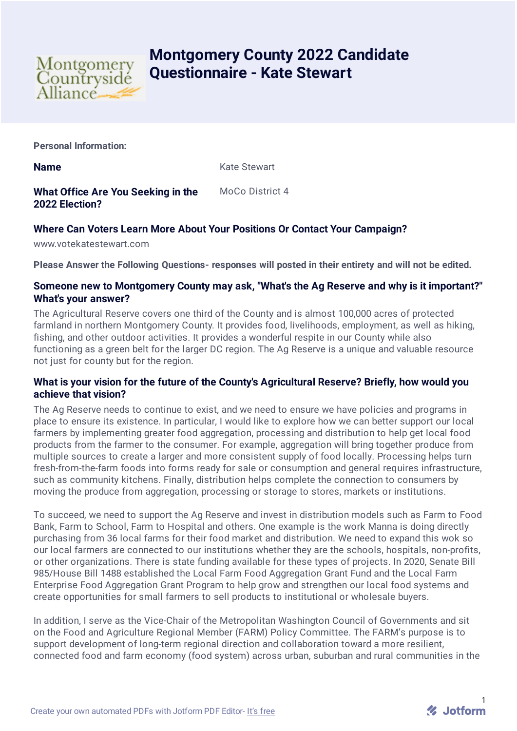# Montgomery County 2022 Candidate Questionnaire - Kate Stewart

**Personal Information:**

**Name** Kate Stewart

**What Office Are You Seeking in the 2022 Election?** MoCo District 4

**Where Can Voters Learn More About Your Positions Or Contact Your Campaign?**

www.votekatestewart.com

**Please Answer the Following Questions- responses will posted in their entirety and will not be edited.**

### Someone new to Montgomery County may ask, "What's the Ag Reserve and why is it important?" What's your answer?

The Agricultural Reserve covers one third of the County and is almost 100,000 acres of protected farmland in northern Montgomery County. It provides food, livelihoods, employment, as well as hiking, fishing, and other outdoor activities. It provides a wonderful respite in our County while also functioning as a green belt for the larger DC region. The Ag Reserve is a unique and valuable resource not just for county but for the region.

### What is your vision for the future of the County's Agricultural Reserve? Briefly, how would you achieve that vision?

The Ag Reserve needs to continue to exist, and we need to ensure we have policies and programs in place to ensure its existence. In particular, I would like to explore how we can better support our local farmers by implementing greater food aggregation, processing and distribution to help get local food products from the farmer to the consumer. For example, aggregation will bring together produce from multiple sources to create a larger and more consistent supply of food locally. Processing helps turn fresh-from-the-farm foods into forms ready for sale or consumption and general requires infrastructure, such as community kitchens. Finally, distribution helps complete the connection to consumers by moving the produce from aggregation, processing or storage to stores, markets or institutions.

To succeed, we need to support the Ag Reserve and invest in distribution models such as Farm to Food Bank, Farm to School, Farm to Hospital and others. One example is the work Manna is doing directly purchasing from 36 local farms for their food market and distribution. We need to expand this wok so our local farmers are connected to our institutions whether they are the schools, hospitals, non-profits, or other organizations. There is state funding available for these types of projects. In 2020, Senate Bill 985/House Bill 1488 established the Local Farm Food Aggregation Grant Fund and the Local Farm Enterprise Food Aggregation Grant Program to help grow and strengthen our local food systems and create opportunities for small farmers to sell products to institutional or wholesale buyers.

In addition, I serve as the Vice-Chair of the Metropolitan Washington Council of Governments and sit on the Food and Agriculture Regional Member (FARM) Policy Committee. The FARM's purpose is to support development of long-term regional direction and collaboration toward a more resilient, connected food and farm economy (food system) across urban, suburban and rural communities in the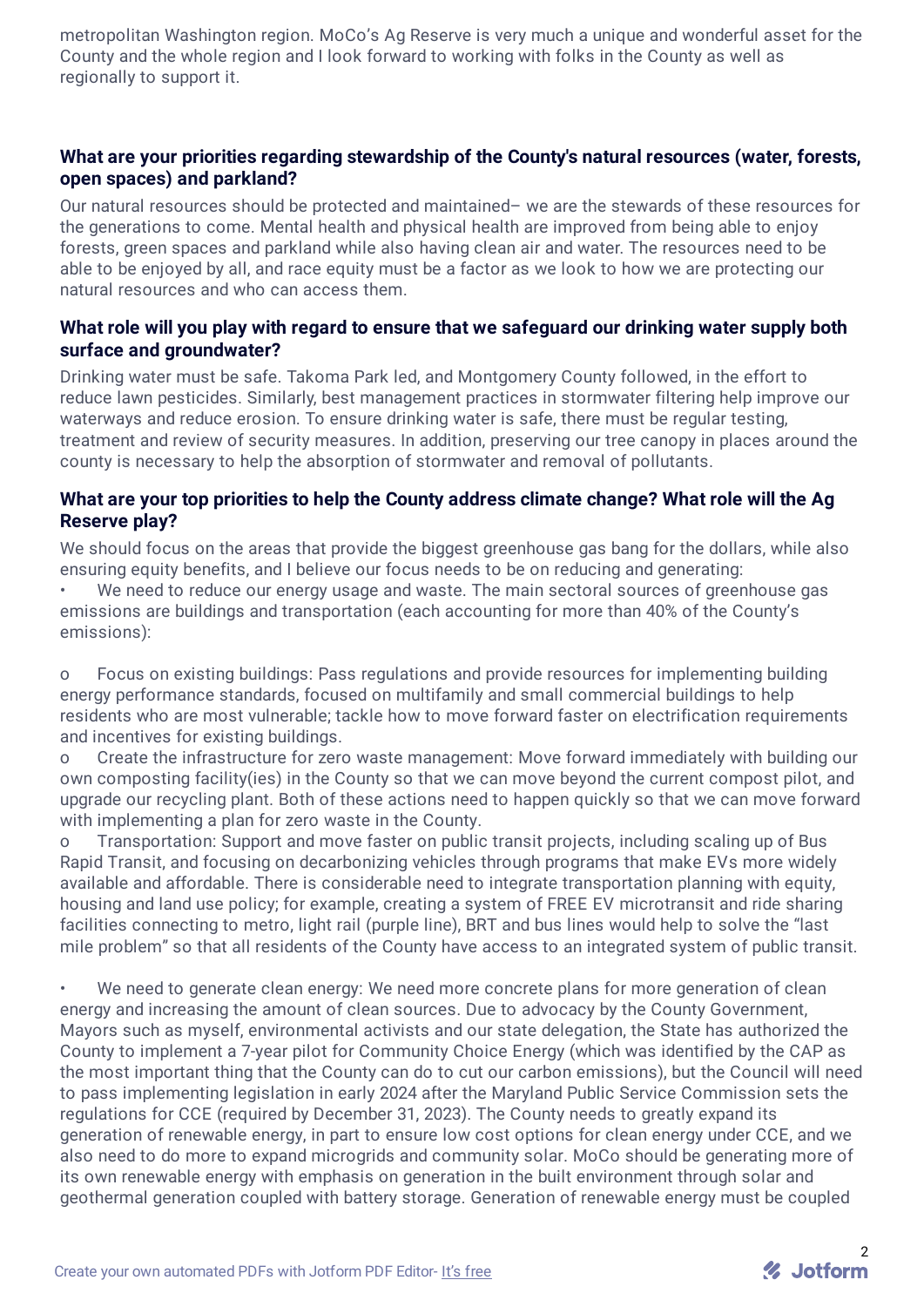metropolitan Washington region. MoCo's Ag Reserve is very much a unique and wonderful asset for the County and the whole region and I look forward to working with folks in the County as well as regionally to support it.

### What are your priorities regarding stewardship of the County's natural resources (water, forests, open spaces) and parkland?

Our natural resources should be protected and maintained– we are the stewards of these resources for the generations to come. Mental health and physical health are improved from being able to enjoy forests, green spaces and parkland while also having clean air and water. The resources need to be able to be enjoyed by all, and race equity must be a factor as we look to how we are protecting our natural resources and who can access them.

### What role will you play with regard to ensure that we safeguard our drinking water supply both surface and groundwater?

Drinking water must be safe. Takoma Park led, and Montgomery County followed, in the effort to reduce lawn pesticides. Similarly, best management practices in stormwater filtering help improve our waterways and reduce erosion. To ensure drinking water is safe, there must be regular testing, treatment and review of security measures. In addition, preserving our tree canopy in places around the county is necessary to help the absorption of stormwater and removal of pollutants.

### What are your top priorities to help the County address climate change? What role will the Ag Reserve play?

We should focus on the areas that provide the biggest greenhouse gas bang for the dollars, while also ensuring equity benefits, and I believe our focus needs to be on reducing and generating:

- We need to reduce our energy usage and waste. The main sectoral sources of greenhouse gas emissions are buildings and transportation (each accounting for more than 40% of the County's emissions):

  - Focus on existing buildings: Pass regulations and provide resources for implementing building energy performance standards, focused on multifamily and small commercial buildings to help residents who are most vulnerable; tackle how to move forward faster on electrification requirements and incentives for existing buildings.
  - Create the infrastructure for zero waste management: Move forward immediately with building our own composting facility(ies) in the County so that we can move beyond the current compost pilot, and upgrade our recycling plant. Both of these actions need to happen quickly so that we can move forward with implementing a plan for zero waste in the County.
  - Transportation: Support and move faster on public transit projects, including scaling up of Bus Rapid Transit, and focusing on decarbonizing vehicles through programs that make EVs more widely available and affordable. There is considerable need to integrate transportation planning with equity, housing and land use policy; for example, creating a system of FREE EV microtransit and ride sharing facilities connecting to metro, light rail (purple line), BRT and bus lines would help to solve the "last mile problem" so that all residents of the County have access to an integrated system of public transit.

- We need to generate clean energy: We need more concrete plans for more generation of clean energy and increasing the amount of clean sources. Due to advocacy by the County Government, Mayors such as myself, environmental activists and our state delegation, the State has authorized the County to implement a 7-year pilot for Community Choice Energy (which was identified by the CAP as the most important thing that the County can do to cut our carbon emissions), but the Council will need to pass implementing legislation in early 2024 after the Maryland Public Service Commission sets the regulations for CCE (required by December 31, 2023). The County needs to greatly expand its generation of renewable energy, in part to ensure low cost options for clean energy under CCE, and we also need to do more to expand microgrids and community solar. MoCo should be generating more of its own renewable energy with emphasis on generation in the built environment through solar and geothermal generation coupled with battery storage. Generation of renewable energy must be coupled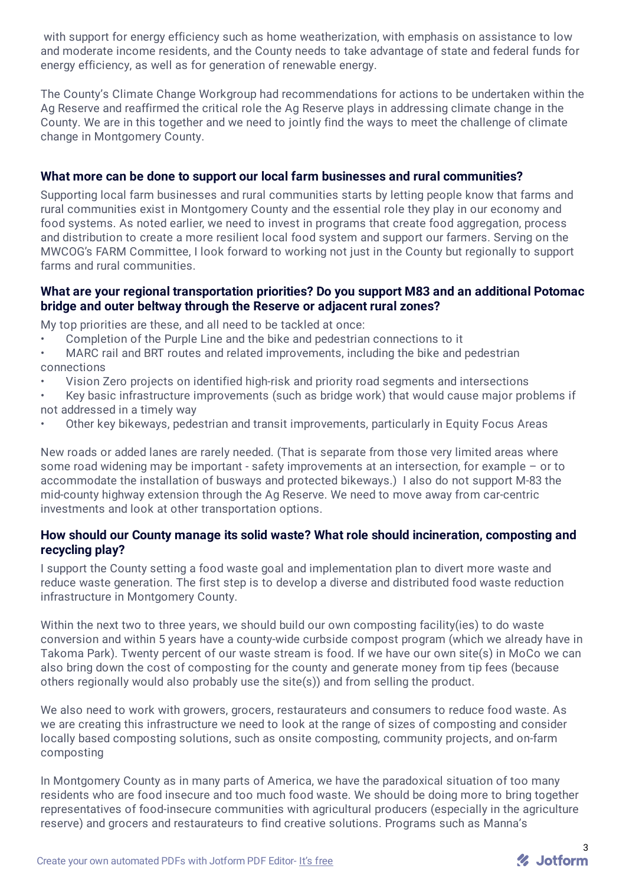with support for energy efficiency such as home weatherization, with emphasis on assistance to low and moderate income residents, and the County needs to take advantage of state and federal funds for energy efficiency, as well as for generation of renewable energy.

The County's Climate Change Workgroup had recommendations for actions to be undertaken within the Ag Reserve and reaffirmed the critical role the Ag Reserve plays in addressing climate change in the County. We are in this together and we need to jointly find the ways to meet the challenge of climate change in Montgomery County.

### What more can be done to support our local farm businesses and rural communities?

Supporting local farm businesses and rural communities starts by letting people know that farms and rural communities exist in Montgomery County and the essential role they play in our economy and food systems. As noted earlier, we need to invest in programs that create food aggregation, process and distribution to create a more resilient local food system and support our farmers. Serving on the MWCOG's FARM Committee, I look forward to working not just in the County but regionally to support farms and rural communities.

### What are your regional transportation priorities? Do you support M83 and an additional Potomac bridge and outer beltway through the Reserve or adjacent rural zones?

My top priorities are these, and all need to be tackled at once:

- Completion of the Purple Line and the bike and pedestrian connections to it
- MARC rail and BRT routes and related improvements, including the bike and pedestrian connections
- Vision Zero projects on identified high-risk and priority road segments and intersections
- Key basic infrastructure improvements (such as bridge work) that would cause major problems if not addressed in a timely way
- Other key bikeways, pedestrian and transit improvements, particularly in Equity Focus Areas

New roads or added lanes are rarely needed. (That is separate from those very limited areas where some road widening may be important - safety improvements at an intersection, for example – or to accommodate the installation of busways and protected bikeways.) I also do not support M-83 the mid-county highway extension through the Ag Reserve. We need to move away from car-centric investments and look at other transportation options.

### How should our County manage its solid waste? What role should incineration, composting and recycling play?

I support the County setting a food waste goal and implementation plan to divert more waste and reduce waste generation. The first step is to develop a diverse and distributed food waste reduction infrastructure in Montgomery County.

Within the next two to three years, we should build our own composting facility(ies) to do waste conversion and within 5 years have a county-wide curbside compost program (which we already have in Takoma Park). Twenty percent of our waste stream is food. If we have our own site(s) in MoCo we can also bring down the cost of composting for the county and generate money from tip fees (because others regionally would also probably use the site(s)) and from selling the product.

We also need to work with growers, grocers, restaurateurs and consumers to reduce food waste. As we are creating this infrastructure we need to look at the range of sizes of composting and consider locally based composting solutions, such as onsite composting, community projects, and on-farm composting

In Montgomery County as in many parts of America, we have the paradoxical situation of too many residents who are food insecure and too much food waste. We should be doing more to bring together representatives of food-insecure communities with agricultural producers (especially in the agriculture reserve) and grocers and restaurateurs to find creative solutions. Programs such as Manna's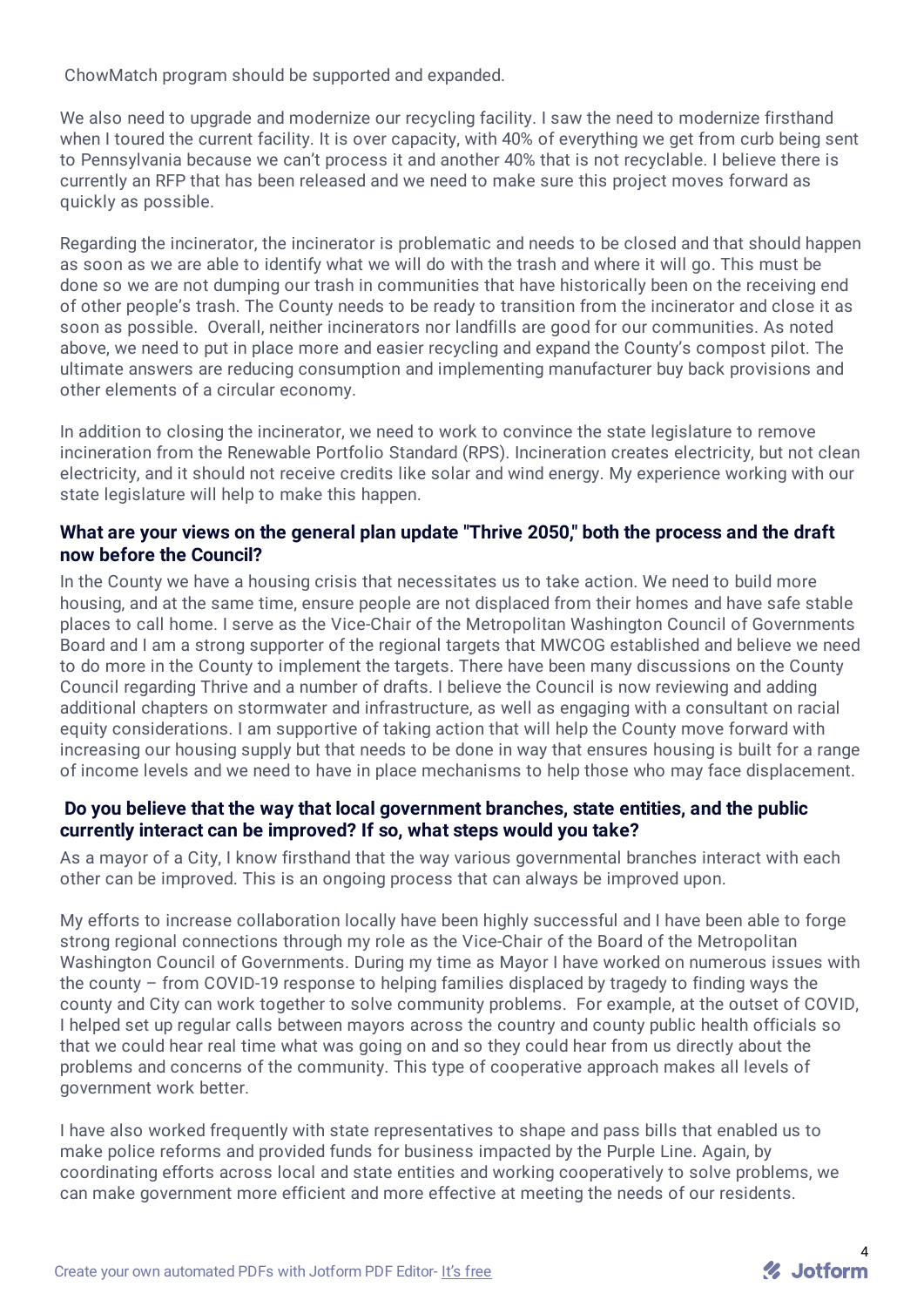ChowMatch program should be supported and expanded.

We also need to upgrade and modernize our recycling facility. I saw the need to modernize firsthand when I toured the current facility. It is over capacity, with 40% of everything we get from curb being sent to Pennsylvania because we can't process it and another 40% that is not recyclable. I believe there is currently an RFP that has been released and we need to make sure this project moves forward as quickly as possible.

Regarding the incinerator, the incinerator is problematic and needs to be closed and that should happen as soon as we are able to identify what we will do with the trash and where it will go. This must be done so we are not dumping our trash in communities that have historically been on the receiving end of other people's trash. The County needs to be ready to transition from the incinerator and close it as soon as possible. Overall, neither incinerators nor landfills are good for our communities. As noted above, we need to put in place more and easier recycling and expand the County's compost pilot. The ultimate answers are reducing consumption and implementing manufacturer buy back provisions and other elements of a circular economy.

In addition to closing the incinerator, we need to work to convince the state legislature to remove incineration from the Renewable Portfolio Standard (RPS). Incineration creates electricity, but not clean electricity, and it should not receive credits like solar and wind energy. My experience working with our state legislature will help to make this happen.

### What are your views on the general plan update "Thrive 2050," both the process and the draft now before the Council?

In the County we have a housing crisis that necessitates us to take action. We need to build more housing, and at the same time, ensure people are not displaced from their homes and have safe stable places to call home. I serve as the Vice-Chair of the Metropolitan Washington Council of Governments Board and I am a strong supporter of the regional targets that MWCOG established and believe we need to do more in the County to implement the targets. There have been many discussions on the County Council regarding Thrive and a number of drafts. I believe the Council is now reviewing and adding additional chapters on stormwater and infrastructure, as well as engaging with a consultant on racial equity considerations. I am supportive of taking action that will help the County move forward with increasing our housing supply but that needs to be done in way that ensures housing is built for a range of income levels and we need to have in place mechanisms to help those who may face displacement.

### Do you believe that the way that local government branches, state entities, and the public currently interact can be improved? If so, what steps would you take?

As a mayor of a City, I know firsthand that the way various governmental branches interact with each other can be improved. This is an ongoing process that can always be improved upon.

My efforts to increase collaboration locally have been highly successful and I have been able to forge strong regional connections through my role as the Vice-Chair of the Board of the Metropolitan Washington Council of Governments. During my time as Mayor I have worked on numerous issues with the county – from COVID-19 response to helping families displaced by tragedy to finding ways the county and City can work together to solve community problems. For example, at the outset of COVID, I helped set up regular calls between mayors across the country and county public health officials so that we could hear real time what was going on and so they could hear from us directly about the problems and concerns of the community. This type of cooperative approach makes all levels of government work better.

I have also worked frequently with state representatives to shape and pass bills that enabled us to make police reforms and provided funds for business impacted by the Purple Line. Again, by coordinating efforts across local and state entities and working cooperatively to solve problems, we can make government more efficient and more effective at meeting the needs of our residents.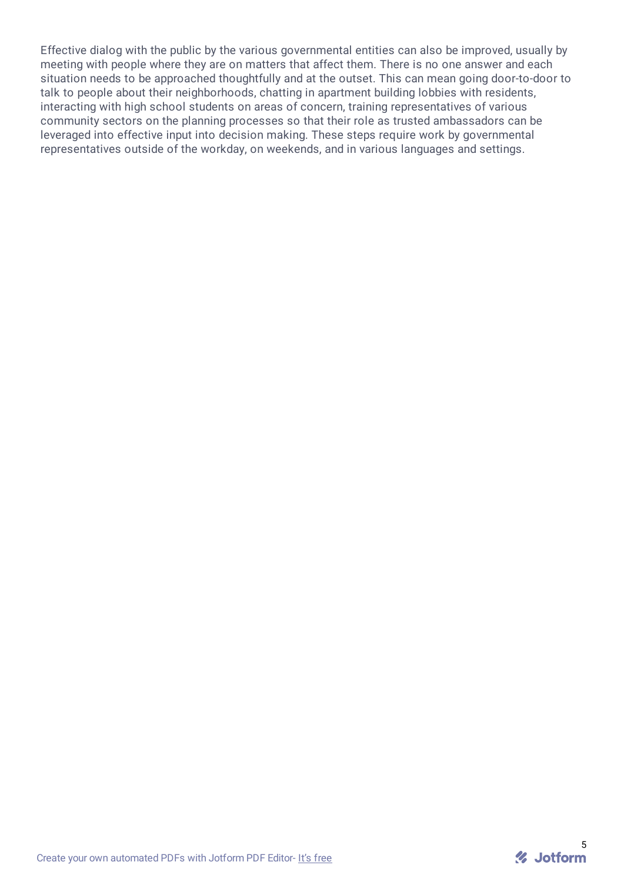Effective dialog with the public by the various governmental entities can also be improved, usually by meeting with people where they are on matters that affect them. There is no one answer and each situation needs to be approached thoughtfully and at the outset. This can mean going door-to-door to talk to people about their neighborhoods, chatting in apartment building lobbies with residents, interacting with high school students on areas of concern, training representatives of various community sectors on the planning processes so that their role as trusted ambassadors can be leveraged into effective input into decision making. These steps require work by governmental representatives outside of the workday, on weekends, and in various languages and settings.